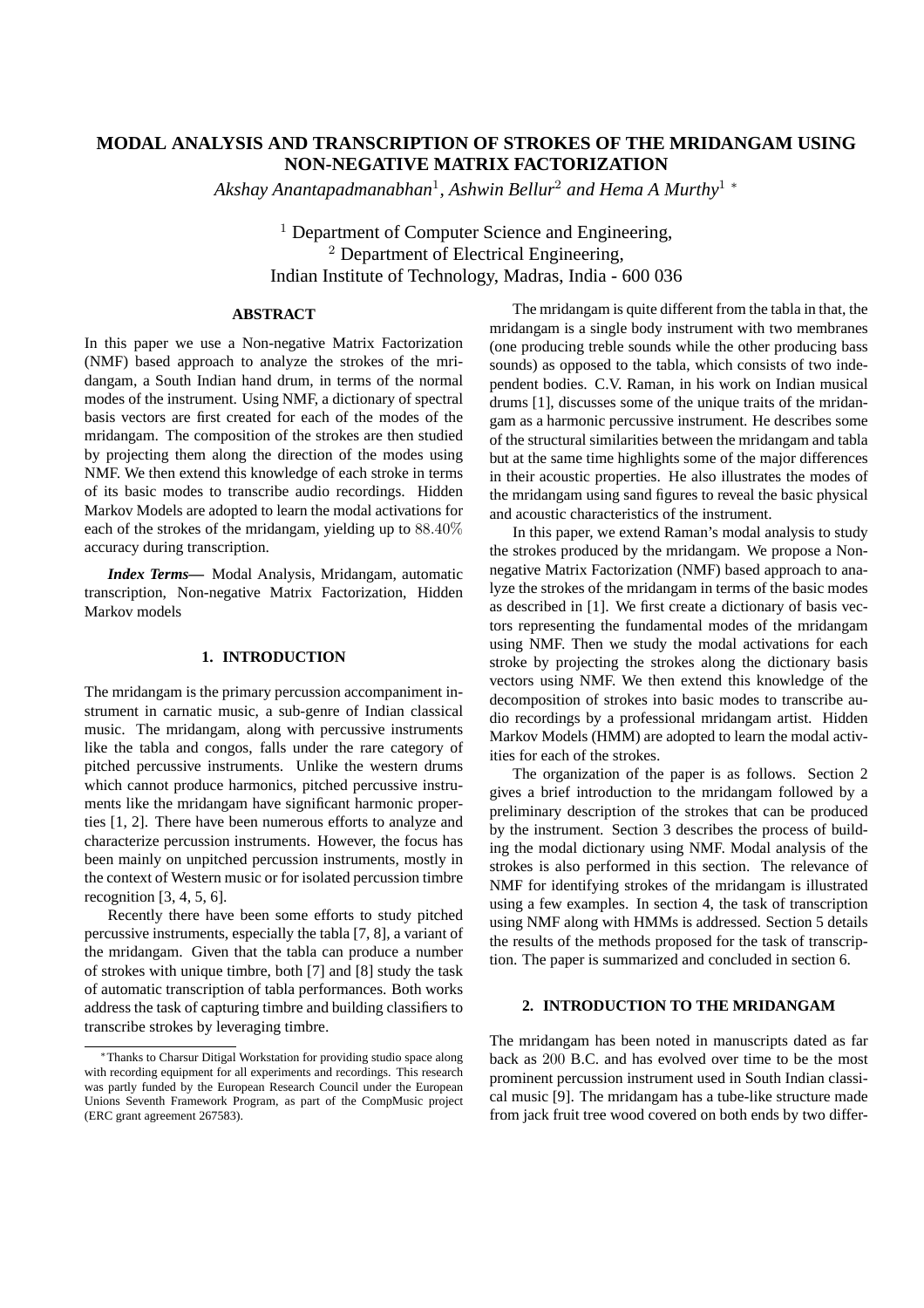# MODAL ANALYSIS AND TRANSCRIPTION OF STROKES OF THE MRIDANGAM USING NON-NEGATIVE MATRIX FACTORIZATION

*Akshay Anantapadmanabhan*[1], *Ashwin Bellur*[2] *and Hema A Murthy*[1] *

[1] Department of Computer Science and Engineering,
[2] Department of Electrical Engineering,
Indian Institute of Technology, Madras, India - 600 036

## ABSTRACT

In this paper we use a Non-negative Matrix Factorization (NMF) based approach to analyze the strokes of the mridangam, a South Indian hand drum, in terms of the normal modes of the instrument. Using NMF, a dictionary of spectral basis vectors are first created for each of the modes of the mridangam. The composition of the strokes are then studied by projecting them along the direction of the modes using NMF. We then extend this knowledge of each stroke in terms of its basic modes to transcribe audio recordings. Hidden Markov Models are adopted to learn the modal activations for each of the strokes of the mridangam, yielding up to $88.40\%$ accuracy during transcription.

***Index Terms*—** Modal Analysis, Mridangam, automatic transcription, Non-negative Matrix Factorization, Hidden Markov models

## 1. INTRODUCTION

The mridangam is the primary percussion accompaniment instrument in carnatic music, a sub-genre of Indian classical music. The mridangam, along with percussive instruments like the tabla and congos, falls under the rare category of pitched percussive instruments. Unlike the western drums which cannot produce harmonics, pitched percussive instruments like the mridangam have significant harmonic properties [1, 2]. There have been numerous efforts to analyze and characterize percussion instruments. However, the focus has been mainly on unpitched percussion instruments, mostly in the context of Western music or for isolated percussion timbre recognition [3, 4, 5, 6].

Recently there have been some efforts to study pitched percussive instruments, especially the tabla [7, 8], a variant of the mridangam. Given that the tabla can produce a number of strokes with unique timbre, both [7] and [8] study the task of automatic transcription of tabla performances. Both works address the task of capturing timbre and building classifiers to transcribe strokes by leveraging timbre.

The mridangam is quite different from the tabla in that, the mridangam is a single body instrument with two membranes (one producing treble sounds while the other producing bass sounds) as opposed to the tabla, which consists of two independent bodies. C.V. Raman, in his work on Indian musical drums [1], discusses some of the unique traits of the mridangam as a harmonic percussive instrument. He describes some of the structural similarities between the mridangam and tabla but at the same time highlights some of the major differences in their acoustic properties. He also illustrates the modes of the mridangam using sand figures to reveal the basic physical and acoustic characteristics of the instrument.

In this paper, we extend Raman's modal analysis to study the strokes produced by the mridangam. We propose a Non-negative Matrix Factorization (NMF) based approach to analyze the strokes of the mridangam in terms of the basic modes as described in [1]. We first create a dictionary of basis vectors representing the fundamental modes of the mridangam using NMF. Then we study the modal activations for each stroke by projecting the strokes along the dictionary basis vectors using NMF. We then extend this knowledge of the decomposition of strokes into basic modes to transcribe audio recordings by a professional mridangam artist. Hidden Markov Models (HMM) are adopted to learn the modal activities for each of the strokes.

The organization of the paper is as follows. Section 2 gives a brief introduction to the mridangam followed by a preliminary description of the strokes that can be produced by the instrument. Section 3 describes the process of building the modal dictionary using NMF. Modal analysis of the strokes is also performed in this section. The relevance of NMF for identifying strokes of the mridangam is illustrated using a few examples. In section 4, the task of transcription using NMF along with HMMs is addressed. Section 5 details the results of the methods proposed for the task of transcription. The paper is summarized and concluded in section 6.

## 2. INTRODUCTION TO THE MRIDANGAM

The mridangam has been noted in manuscripts dated as far back as $200$ B.C. and has evolved over time to be the most prominent percussion instrument used in South Indian classical music [9]. The mridangam has a tube-like structure made from jack fruit tree wood covered on both ends by two differ-

*Thanks to Charsur Ditigal Workstation for providing studio space along with recording equipment for all experiments and recordings. This research was partly funded by the European Research Council under the European Unions Seventh Framework Program, as part of the CompMusic project (ERC grant agreement 267583).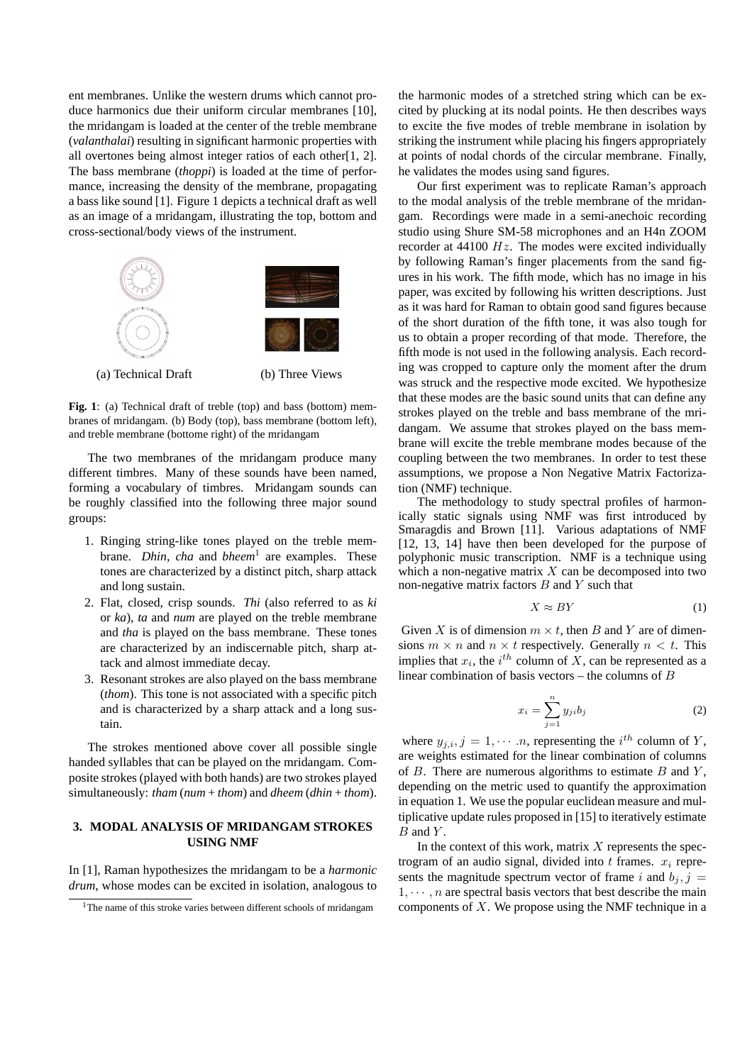ent membranes. Unlike the western drums which cannot produce harmonics due their uniform circular membranes [10], the mridangam is loaded at the center of the treble membrane (*valanthalai*) resulting in significant harmonic properties with all overtones being almost integer ratios of each other[1, 2]. The bass membrane (*thoppi*) is loaded at the time of performance, increasing the density of the membrane, propagating a bass like sound [1]. Figure 1 depicts a technical draft as well as an image of a mridangam, illustrating the top, bottom and cross-sectional/body views of the instrument.

(a) Technical Draft

(b) Three Views

**Fig. 1**: (a) Technical draft of treble (top) and bass (bottom) membranes of mridangam. (b) Body (top), bass membrane (bottom left), and treble membrane (bottome right) of the mridangam

The two membranes of the mridangam produce many different timbres. Many of these sounds have been named, forming a vocabulary of timbres. Mridangam sounds can be roughly classified into the following three major sound groups:

1. Ringing string-like tones played on the treble membrane. *Dhin*, *cha* and *bheem*[1] are examples. These tones are characterized by a distinct pitch, sharp attack and long sustain.
2. Flat, closed, crisp sounds. *Thi* (also referred to as *ki* or *ka*), *ta* and *num* are played on the treble membrane and *tha* is played on the bass membrane. These tones are characterized by an indiscernable pitch, sharp attack and almost immediate decay.
3. Resonant strokes are also played on the bass membrane (*thom*). This tone is not associated with a specific pitch and is characterized by a sharp attack and a long sustain.

The strokes mentioned above cover all possible single handed syllables that can be played on the mridangam. Composite strokes (played with both hands) are two strokes played simultaneously: *tham* (*num* + *thom*) and *dheem* (*dhin* + *thom*).

## 3. MODAL ANALYSIS OF MRIDANGAM STROKES USING NMF

In [1], Raman hypothesizes the mridangam to be a *harmonic drum*, whose modes can be excited in isolation, analogous to the harmonic modes of a stretched string which can be excited by plucking at its nodal points. He then describes ways to excite the five modes of treble membrane in isolation by striking the instrument while placing his fingers appropriately at points of nodal chords of the circular membrane. Finally, he validates the modes using sand figures.

Our first experiment was to replicate Raman's approach to the modal analysis of the treble membrane of the mridangam. Recordings were made in a semi-anechoic recording studio using Shure SM-58 microphones and an H4n ZOOM recorder at 44100 $Hz$. The modes were excited individually by following Raman's finger placements from the sand figures in his work. The fifth mode, which has no image in his paper, was excited by following his written descriptions. Just as it was hard for Raman to obtain good sand figures because of the short duration of the fifth tone, it was also tough for us to obtain a proper recording of that mode. Therefore, the fifth mode is not used in the following analysis. Each recording was cropped to capture only the moment after the drum was struck and the respective mode excited. We hypothesize that these modes are the basic sound units that can define any strokes played on the treble and bass membrane of the mridangam. We assume that strokes played on the bass membrane will excite the treble membrane modes because of the coupling between the two membranes. In order to test these assumptions, we propose a Non Negative Matrix Factorization (NMF) technique.

The methodology to study spectral profiles of harmonically static signals using NMF was first introduced by Smaragdis and Brown [11]. Various adaptations of NMF [12, 13, 14] have then been developed for the purpose of polyphonic music transcription. NMF is a technique using which a non-negative matrix $X$ can be decomposed into two non-negative matrix factors $B$ and $Y$ such that

$$X \approx BY \tag{1}$$

Given $X$ is of dimension $m \times t$, then $B$ and $Y$ are of dimensions $m \times n$ and $n \times t$ respectively. Generally $n < t$. This implies that $x_i$, the $i^{th}$ column of $X$, can be represented as a linear combination of basis vectors – the columns of $B$

$$x_i = \sum_{j=1}^{n} y_{ji} b_j \tag{2}$$

where $y_{j,i}, j = 1, \cdots .n$, representing the $i^{th}$ column of $Y$, are weights estimated for the linear combination of columns of $B$. There are numerous algorithms to estimate $B$ and $Y$, depending on the metric used to quantify the approximation in equation 1. We use the popular euclidean measure and multiplicative update rules proposed in [15] to iteratively estimate $B$ and $Y$.

In the context of this work, matrix $X$ represents the spectrogram of an audio signal, divided into $t$ frames. $x_i$ represents the magnitude spectrum vector of frame $i$ and $b_j, j = 1, \cdots, n$ are spectral basis vectors that best describe the main components of $X$. We propose using the NMF technique in a

[1] The name of this stroke varies between different schools of mridangam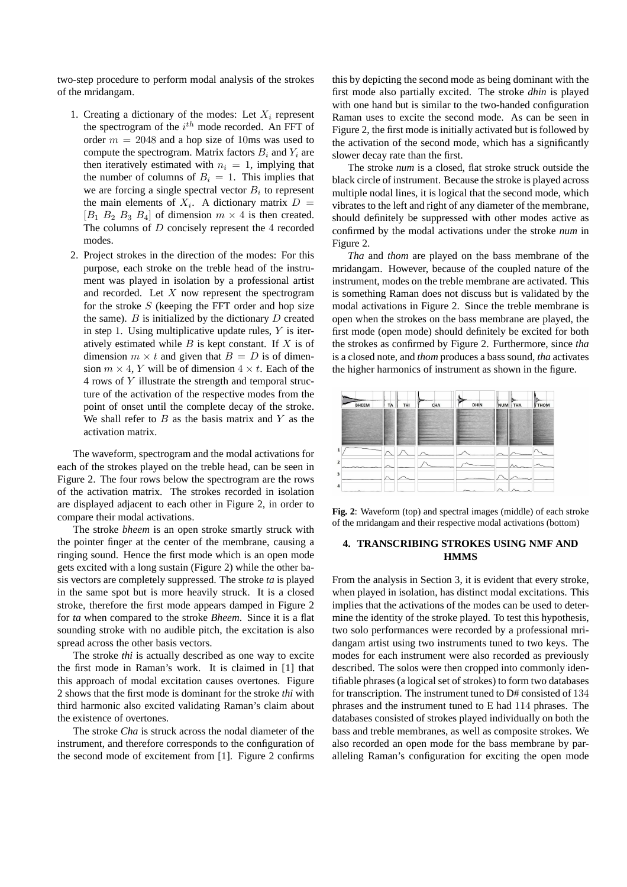two-step procedure to perform modal analysis of the strokes of the mridangam.

1. Creating a dictionary of the modes: Let $X_i$ represent the spectrogram of the $i^{th}$ mode recorded. An FFT of order $m = 2048$ and a hop size of 10ms was used to compute the spectrogram. Matrix factors $B_i$ and $Y_i$ are then iteratively estimated with $n_i = 1$, implying that the number of columns of $B_i = 1$. This implies that we are forcing a single spectral vector $B_i$ to represent the main elements of $X_i$. A dictionary matrix $D = [B_1\ B_2\ B_3\ B_4]$ of dimension $m \times 4$ is then created. The columns of $D$ concisely represent the 4 recorded modes.
2. Project strokes in the direction of the modes: For this purpose, each stroke on the treble head of the instrument was played in isolation by a professional artist and recorded. Let $X$ now represent the spectrogram for the stroke $S$ (keeping the FFT order and hop size the same). $B$ is initialized by the dictionary $D$ created in step 1. Using multiplicative update rules, $Y$ is iteratively estimated while $B$ is kept constant. If $X$ is of dimension $m \times t$ and given that $B = D$ is of dimension $m \times 4$, $Y$ will be of dimension $4 \times t$. Each of the 4 rows of $Y$ illustrate the strength and temporal structure of the activation of the respective modes from the point of onset until the complete decay of the stroke. We shall refer to $B$ as the basis matrix and $Y$ as the activation matrix.

The waveform, spectrogram and the modal activations for each of the strokes played on the treble head, can be seen in Figure 2. The four rows below the spectrogram are the rows of the activation matrix. The strokes recorded in isolation are displayed adjacent to each other in Figure 2, in order to compare their modal activations.

The stroke *bheem* is an open stroke smartly struck with the pointer finger at the center of the membrane, causing a ringing sound. Hence the first mode which is an open mode gets excited with a long sustain (Figure 2) while the other basis vectors are completely suppressed. The stroke *ta* is played in the same spot but is more heavily struck. It is a closed stroke, therefore the first mode appears damped in Figure 2 for *ta* when compared to the stroke *Bheem*. Since it is a flat sounding stroke with no audible pitch, the excitation is also spread across the other basis vectors.

The stroke *thi* is actually described as one way to excite the first mode in Raman's work. It is claimed in [1] that this approach of modal excitation causes overtones. Figure 2 shows that the first mode is dominant for the stroke *thi* with third harmonic also excited validating Raman's claim about the existence of overtones.

The stroke *Cha* is struck across the nodal diameter of the instrument, and therefore corresponds to the configuration of the second mode of excitement from [1]. Figure 2 confirms this by depicting the second mode as being dominant with the first mode also partially excited. The stroke *dhin* is played with one hand but is similar to the two-handed configuration Raman uses to excite the second mode. As can be seen in Figure 2, the first mode is initially activated but is followed by the activation of the second mode, which has a significantly slower decay rate than the first.

The stroke *num* is a closed, flat stroke struck outside the black circle of instrument. Because the stroke is played across multiple nodal lines, it is logical that the second mode, which vibrates to the left and right of any diameter of the membrane, should definitely be suppressed with other modes active as confirmed by the modal activations under the stroke *num* in Figure 2.

*Tha* and *thom* are played on the bass membrane of the mridangam. However, because of the coupled nature of the instrument, modes on the treble membrane are activated. This is something Raman does not discuss but is validated by the modal activations in Figure 2. Since the treble membrane is open when the strokes on the bass membrane are played, the first mode (open mode) should definitely be excited for both the strokes as confirmed by Figure 2. Furthermore, since *tha* is a closed note, and *thom* produces a bass sound, *tha* activates the higher harmonics of instrument as shown in the figure.

**Fig. 2**: Waveform (top) and spectral images (middle) of each stroke of the mridangam and their respective modal activations (bottom)

## 4. TRANSCRIBING STROKES USING NMF AND HMMS

From the analysis in Section 3, it is evident that every stroke, when played in isolation, has distinct modal excitations. This implies that the activations of the modes can be used to determine the identity of the stroke played. To test this hypothesis, two solo performances were recorded by a professional mridangam artist using two instruments tuned to two keys. The modes for each instrument were also recorded as previously described. The solos were then cropped into commonly identifiable phrases (a logical set of strokes) to form two databases for transcription. The instrument tuned to D# consisted of 134 phrases and the instrument tuned to E had 114 phrases. The databases consisted of strokes played individually on both the bass and treble membranes, as well as composite strokes. We also recorded an open mode for the bass membrane by paralleling Raman's configuration for exciting the open mode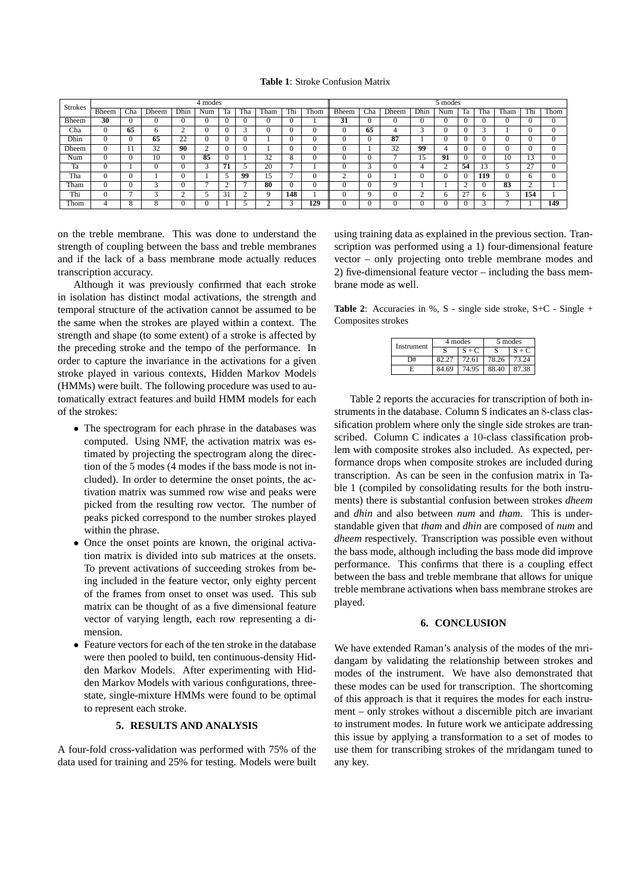**Table 1**: Stroke Confusion Matrix

| Strokes | 4 modes | | | | | | | | | | 5 modes | | | | | | | | | |
|---|---|---|---|---|---|---|---|---|---|---|---|---|---|---|---|---|---|---|---|---|
| | Bheem | Cha | Dheem | Dhin | Num | Ta | Tha | Tham | Thi | Thom | Bheem | Cha | Dheem | Dhin | Num | Ta | Tha | Tham | Thi | Thom |
| Bheem | **30** | 0 | 0 | 0 | 0 | 0 | 0 | 0 | 0 | 1 | **31** | 0 | 0 | 0 | 0 | 0 | 0 | 0 | 0 | 0 |
| Cha | 0 | **65** | 6 | 2 | 0 | 0 | 3 | 0 | 0 | 0 | 0 | **65** | 4 | 3 | 0 | 0 | 3 | 1 | 0 | 0 |
| Dhin | 0 | 0 | **65** | 22 | 0 | 0 | 0 | 1 | 0 | 0 | 0 | 0 | **87** | 1 | 0 | 0 | 0 | 0 | 0 | 0 |
| Dheem | 0 | 11 | 32 | **90** | 2 | 0 | 0 | 1 | 0 | 0 | 0 | 1 | 32 | **99** | 4 | 0 | 0 | 0 | 0 | 0 |
| Num | 0 | 0 | 10 | 0 | **85** | 0 | 1 | 32 | 8 | 0 | 0 | 0 | 7 | 15 | **91** | 0 | 0 | 10 | 13 | 0 |
| Ta | 0 | 1 | 0 | 0 | 3 | **71** | 5 | 20 | 7 | 1 | 0 | 3 | 0 | 4 | 2 | **54** | 13 | 5 | 27 | 0 |
| Tha | 0 | 0 | 1 | 0 | 1 | 5 | **99** | 15 | 7 | 0 | 2 | 0 | 1 | 0 | 0 | 0 | **119** | 0 | 6 | 0 |
| Tham | 0 | 0 | 3 | 0 | 7 | 2 | 7 | **80** | 0 | 0 | 0 | 0 | 9 | 1 | 1 | 2 | 0 | **83** | 2 | 1 |
| Thi | 0 | 7 | 3 | 2 | 5 | 31 | 2 | 9 | **148** | 1 | 0 | 9 | 0 | 2 | 6 | 27 | 6 | 3 | **154** | 1 |
| Thom | 4 | 8 | 8 | 0 | 0 | 1 | 5 | 2 | 3 | **129** | 0 | 0 | 0 | 0 | 0 | 0 | 3 | 7 | 1 | **149** |

on the treble membrane. This was done to understand the strength of coupling between the bass and treble membranes and if the lack of a bass membrane mode actually reduces transcription accuracy.

Although it was previously confirmed that each stroke in isolation has distinct modal activations, the strength and temporal structure of the activation cannot be assumed to be the same when the strokes are played within a context. The strength and shape (to some extent) of a stroke is affected by the preceding stroke and the tempo of the performance. In order to capture the invariance in the activations for a given stroke played in various contexts, Hidden Markov Models (HMMs) were built. The following procedure was used to automatically extract features and build HMM models for each of the strokes:

- The spectrogram for each phrase in the databases was computed. Using NMF, the activation matrix was estimated by projecting the spectrogram along the direction of the 5 modes (4 modes if the bass mode is not included). In order to determine the onset points, the activation matrix was summed row wise and peaks were picked from the resulting row vector. The number of peaks picked correspond to the number strokes played within the phrase.
- Once the onset points are known, the original activation matrix is divided into sub matrices at the onsets. To prevent activations of succeeding strokes from being included in the feature vector, only eighty percent of the frames from onset to onset was used. This sub matrix can be thought of as a five dimensional feature vector of varying length, each row representing a dimension.
- Feature vectors for each of the ten stroke in the database were then pooled to build, ten continuous-density Hidden Markov Models. After experimenting with Hidden Markov Models with various configurations, three-state, single-mixture HMMs were found to be optimal to represent each stroke.

## 5. RESULTS AND ANALYSIS

A four-fold cross-validation was performed with 75% of the data used for training and 25% for testing. Models were built using training data as explained in the previous section. Transcription was performed using a 1) four-dimensional feature vector – only projecting onto treble membrane modes and 2) five-dimensional feature vector – including the bass membrane mode as well.

**Table 2**: Accuracies in %, S - single side stroke, S+C - Single + Composites strokes

| Instrument | 4 modes | | 5 modes | |
|---|---|---|---|---|
| | S | S + C | S | S + C |
| D# | 82.27 | 72.61 | 78.26 | 73.24 |
| E | 84.69 | 74.95 | 88.40 | 87.38 |

Table 2 reports the accuracies for transcription of both instruments in the database. Column S indicates an 8-class classification problem where only the single side strokes are transcribed. Column C indicates a 10-class classification problem with composite strokes also included. As expected, performance drops when composite strokes are included during transcription. As can be seen in the confusion matrix in Table 1 (compiled by consolidating results for the both instruments) there is substantial confusion between strokes *dheem* and *dhin* and also between *num* and *tham*. This is understandable given that *tham* and *dhin* are composed of *num* and *dheem* respectively. Transcription was possible even without the bass mode, although including the bass mode did improve performance. This confirms that there is a coupling effect between the bass and treble membrane that allows for unique treble membrane activations when bass membrane strokes are played.

## 6. CONCLUSION

We have extended Raman's analysis of the modes of the mridangam by validating the relationship between strokes and modes of the instrument. We have also demonstrated that these modes can be used for transcription. The shortcoming of this approach is that it requires the modes for each instrument – only strokes without a discernible pitch are invariant to instrument modes. In future work we anticipate addressing this issue by applying a transformation to a set of modes to use them for transcribing strokes of the mridangam tuned to any key.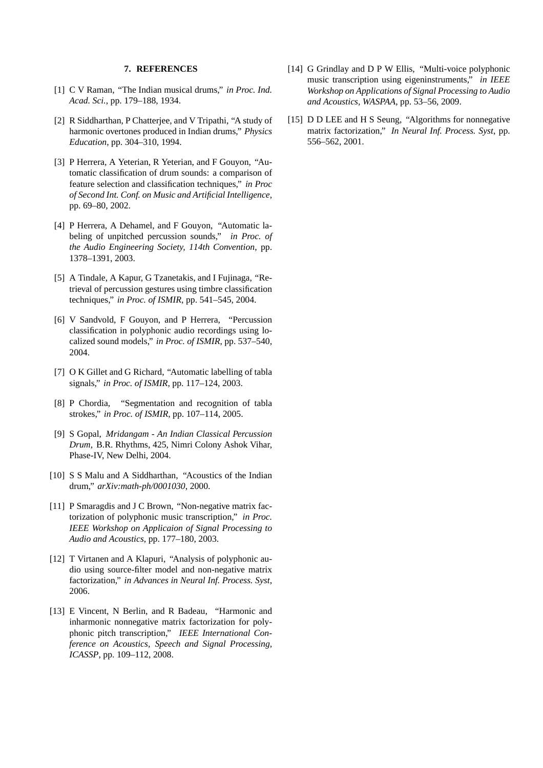## 7. REFERENCES

[1] C V Raman, "The Indian musical drums," *in Proc. Ind. Acad. Sci.*, pp. 179–188, 1934.

[2] R Siddharthan, P Chatterjee, and V Tripathi, "A study of harmonic overtones produced in Indian drums," *Physics Education*, pp. 304–310, 1994.

[3] P Herrera, A Yeterian, R Yeterian, and F Gouyon, "Automatic classification of drum sounds: a comparison of feature selection and classification techniques," *in Proc of Second Int. Conf. on Music and Artificial Intelligence*, pp. 69–80, 2002.

[4] P Herrera, A Dehamel, and F Gouyon, "Automatic labeling of unpitched percussion sounds," *in Proc. of the Audio Engineering Society, 114th Convention*, pp. 1378–1391, 2003.

[5] A Tindale, A Kapur, G Tzanetakis, and I Fujinaga, "Retrieval of percussion gestures using timbre classification techniques," *in Proc. of ISMIR*, pp. 541–545, 2004.

[6] V Sandvold, F Gouyon, and P Herrera, "Percussion classification in polyphonic audio recordings using localized sound models," *in Proc. of ISMIR*, pp. 537–540, 2004.

[7] O K Gillet and G Richard, "Automatic labelling of tabla signals," *in Proc. of ISMIR*, pp. 117–124, 2003.

[8] P Chordia, "Segmentation and recognition of tabla strokes," *in Proc. of ISMIR*, pp. 107–114, 2005.

[9] S Gopal, *Mridangam - An Indian Classical Percussion Drum*, B.R. Rhythms, 425, Nimri Colony Ashok Vihar, Phase-IV, New Delhi, 2004.

[10] S S Malu and A Siddharthan, "Acoustics of the Indian drum," *arXiv:math-ph/0001030*, 2000.

[11] P Smaragdis and J C Brown, "Non-negative matrix factorization of polyphonic music transcription," *in Proc. IEEE Workshop on Applicaion of Signal Processing to Audio and Acoustics*, pp. 177–180, 2003.

[12] T Virtanen and A Klapuri, "Analysis of polyphonic audio using source-filter model and non-negative matrix factorization," *in Advances in Neural Inf. Process. Syst*, 2006.

[13] E Vincent, N Berlin, and R Badeau, "Harmonic and inharmonic nonnegative matrix factorization for polyphonic pitch transcription," *IEEE International Conference on Acoustics, Speech and Signal Processing, ICASSP*, pp. 109–112, 2008.

[14] G Grindlay and D P W Ellis, "Multi-voice polyphonic music transcription using eigeninstruments," *in IEEE Workshop on Applications of Signal Processing to Audio and Acoustics, WASPAA*, pp. 53–56, 2009.

[15] D D LEE and H S Seung, "Algorithms for nonnegative matrix factorization," *In Neural Inf. Process. Syst*, pp. 556–562, 2001.